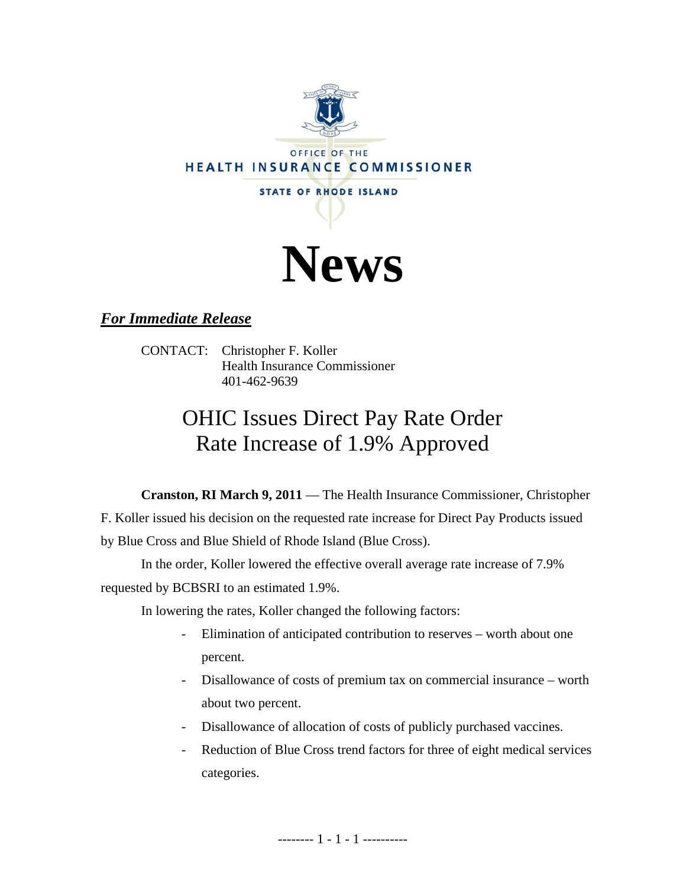OFFICE OF THE

HEALTH INSURANCE COMMISSIONER

STATE OF RHODE ISLAND

# News

***For Immediate Release***

CONTACT: Christopher F. Koller
Health Insurance Commissioner
401-462-9639

## OHIC Issues Direct Pay Rate Order
## Rate Increase of 1.9% Approved

**Cranston, RI March 9, 2011** — The Health Insurance Commissioner, Christopher F. Koller issued his decision on the requested rate increase for Direct Pay Products issued by Blue Cross and Blue Shield of Rhode Island (Blue Cross).

In the order, Koller lowered the effective overall average rate increase of 7.9% requested by BCBSRI to an estimated 1.9%.

In lowering the rates, Koller changed the following factors:

- Elimination of anticipated contribution to reserves – worth about one percent.
- Disallowance of costs of premium tax on commercial insurance – worth about two percent.
- Disallowance of allocation of costs of publicly purchased vaccines.
- Reduction of Blue Cross trend factors for three of eight medical services categories.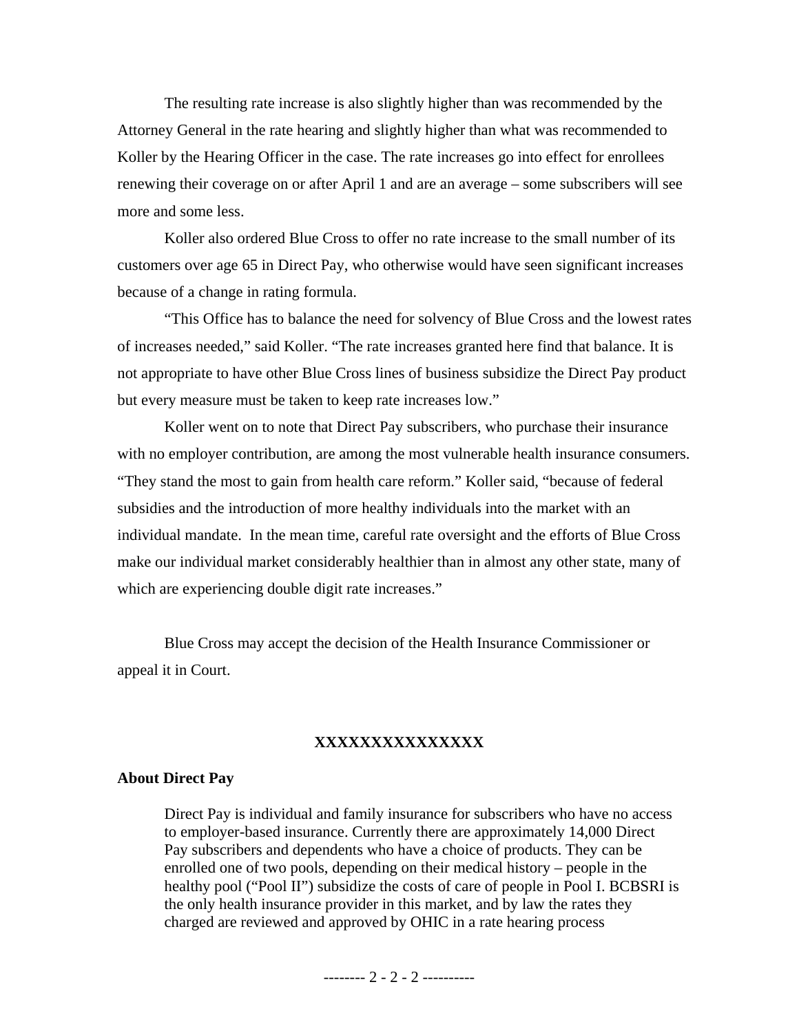The resulting rate increase is also slightly higher than was recommended by the Attorney General in the rate hearing and slightly higher than what was recommended to Koller by the Hearing Officer in the case. The rate increases go into effect for enrollees renewing their coverage on or after April 1 and are an average – some subscribers will see more and some less.

Koller also ordered Blue Cross to offer no rate increase to the small number of its customers over age 65 in Direct Pay, who otherwise would have seen significant increases because of a change in rating formula.

"This Office has to balance the need for solvency of Blue Cross and the lowest rates of increases needed," said Koller. "The rate increases granted here find that balance. It is not appropriate to have other Blue Cross lines of business subsidize the Direct Pay product but every measure must be taken to keep rate increases low."

Koller went on to note that Direct Pay subscribers, who purchase their insurance with no employer contribution, are among the most vulnerable health insurance consumers. "They stand the most to gain from health care reform." Koller said, "because of federal subsidies and the introduction of more healthy individuals into the market with an individual mandate. In the mean time, careful rate oversight and the efforts of Blue Cross make our individual market considerably healthier than in almost any other state, many of which are experiencing double digit rate increases."

Blue Cross may accept the decision of the Health Insurance Commissioner or appeal it in Court.

**XXXXXXXXXXXXXXX**

**About Direct Pay**

> Direct Pay is individual and family insurance for subscribers who have no access to employer-based insurance. Currently there are approximately 14,000 Direct Pay subscribers and dependents who have a choice of products. They can be enrolled one of two pools, depending on their medical history – people in the healthy pool ("Pool II") subsidize the costs of care of people in Pool I. BCBSRI is the only health insurance provider in this market, and by law the rates they charged are reviewed and approved by OHIC in a rate hearing process

-------- 2 - 2 - 2 ----------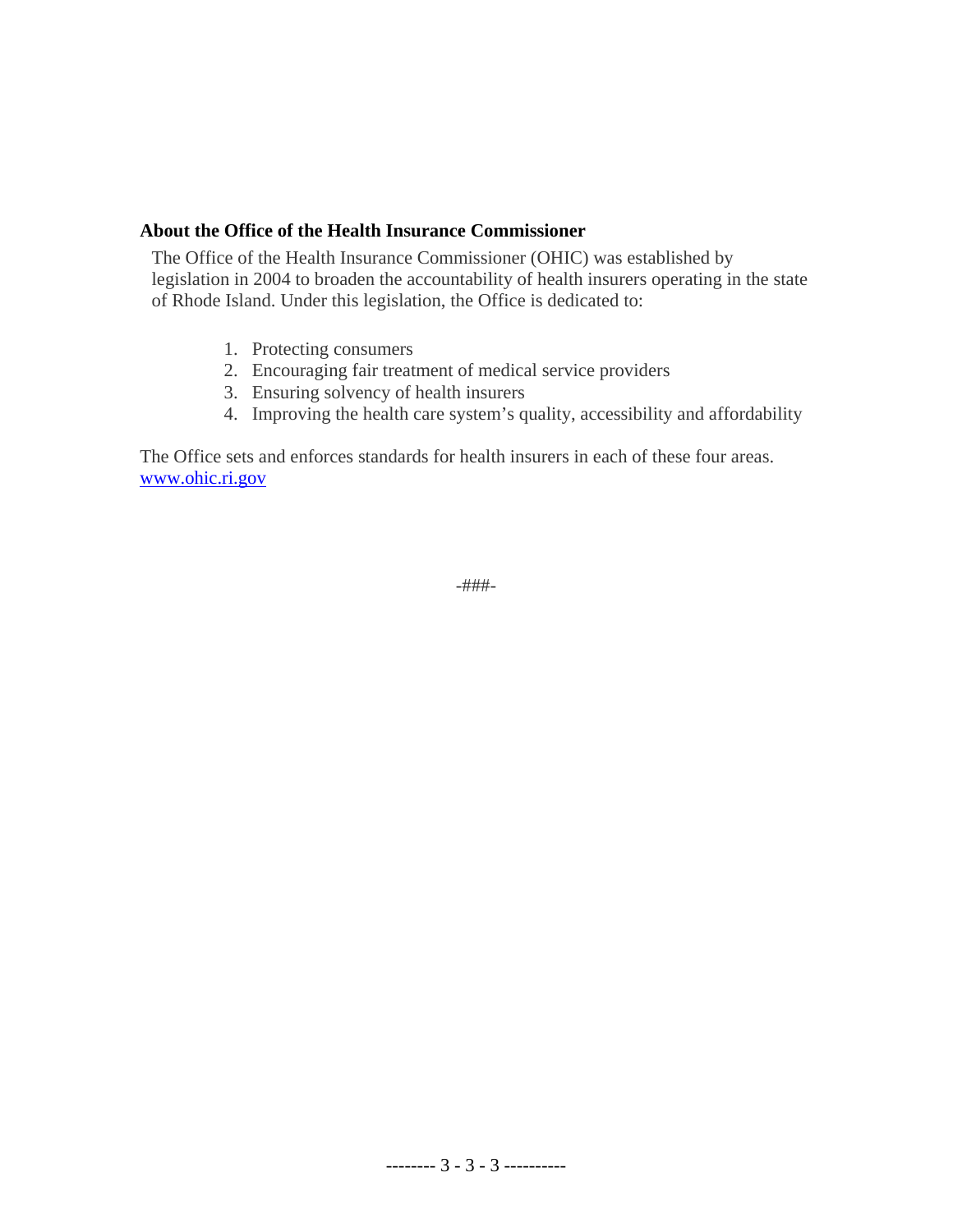**About the Office of the Health Insurance Commissioner**

The Office of the Health Insurance Commissioner (OHIC) was established by legislation in 2004 to broaden the accountability of health insurers operating in the state of Rhode Island. Under this legislation, the Office is dedicated to:

1. Protecting consumers
2. Encouraging fair treatment of medical service providers
3. Ensuring solvency of health insurers
4. Improving the health care system's quality, accessibility and affordability

The Office sets and enforces standards for health insurers in each of these four areas.
www.ohic.ri.gov

-###-